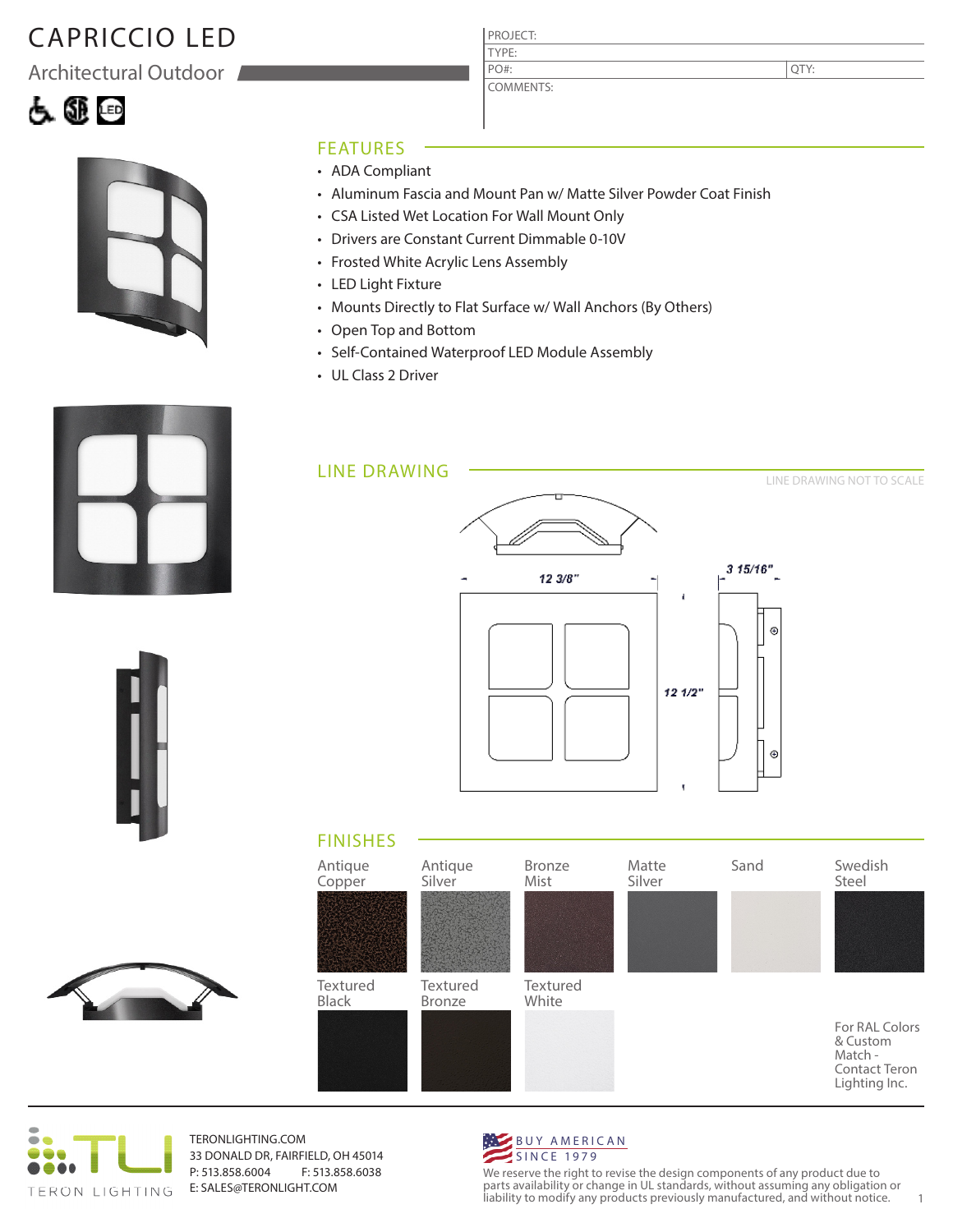# CAPRICCIO LED

## Architectural Outdoor

PROJECT:

TYPE:

PO#: QTY:

COMMENTS:

## FEATURES

- ADA Compliant
- Aluminum Fascia and Mount Pan w/ Matte Silver Powder Coat Finish
- CSA Listed Wet Location For Wall Mount Only
- Drivers are Constant Current Dimmable 0-10V
- Frosted White Acrylic Lens Assembly
- LED Light Fixture
- Mounts Directly to Flat Surface w/ Wall Anchors (By Others)
- Open Top and Bottom
- Self-Contained Waterproof LED Module Assembly
- UL Class 2 Driver

## LINE DRAWING

LINE DRAWING NOT TO SCALE

12 3/8"

12 1/2"

3 15/16"

## FINISHES

Antique Copper

Antique Silver

Bronze Mist

Matte Silver

Sand

Swedish Steel

Textured Black

Textured Bronze

Textured White

For RAL Colors & Custom Match - Contact Teron Lighting Inc.

TERON LIGHTING

TERONLIGHTING.COM
33 DONALD DR, FAIRFIELD, OH 45014
P: 513.858.6004 F: 513.858.6038
E: SALES@TERONLIGHT.COM

BUY AMERICAN SINCE 1979

We reserve the right to revise the design components of any product due to parts availability or change in UL standards, without assuming any obligation or liability to modify any products previously manufactured, and without notice.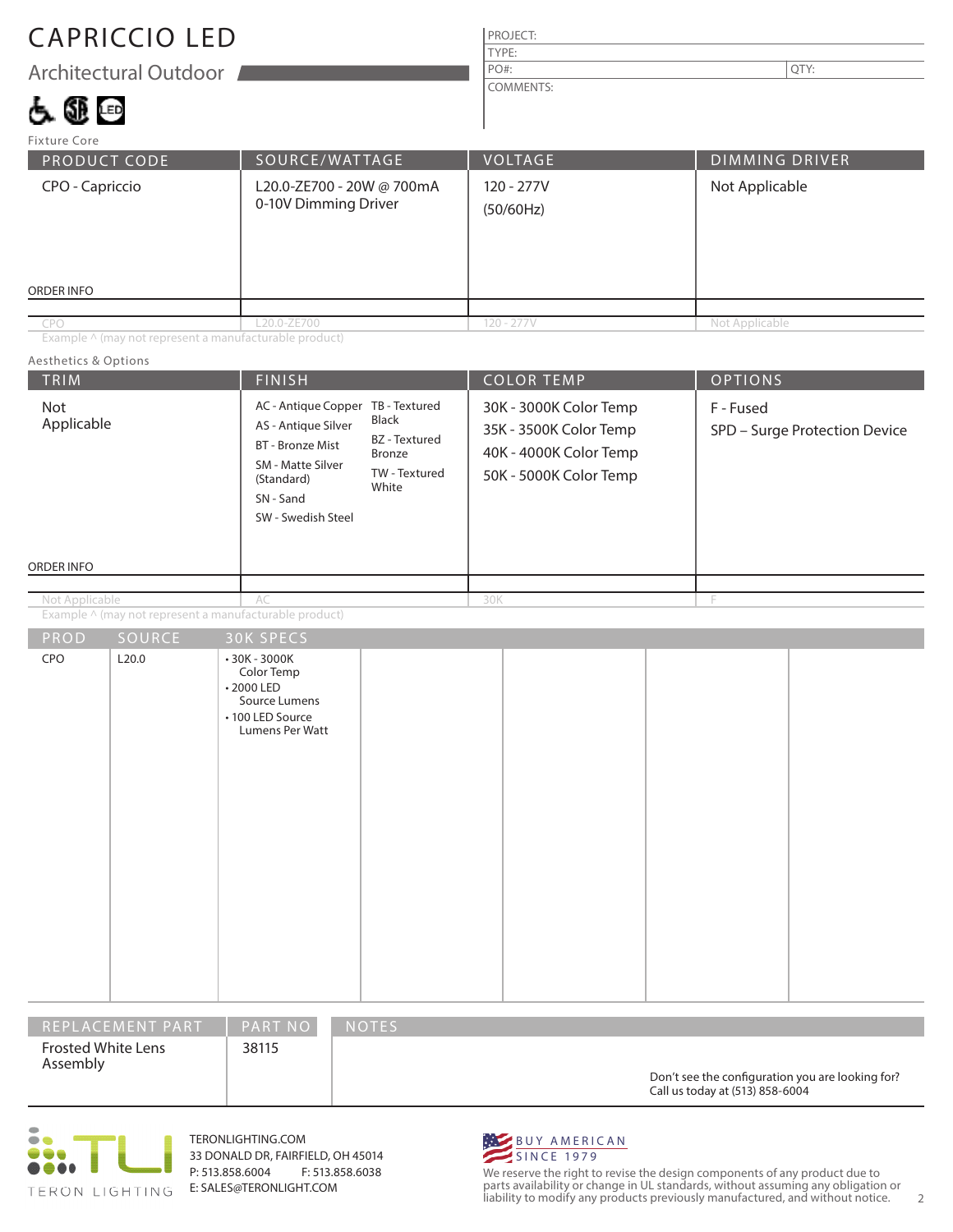# CAPRICCIO LED

## Architectual Outdoor

PROJECT:
TYPE:
PO#: QTY:
COMMENTS:

Fixture Core

| PRODUCT CODE | SOURCE/WATTAGE | VOLTAGE | DIMMING DRIVER |
|---|---|---|---|
| CPO - Capriccio | L20.0-ZE700 - 20W @ 700mA 0-10V Dimming Driver | 120 - 277V (50/60Hz) | Not Applicable |
| ORDER INFO | | | |
| CPO | L20.0-ZE700 | 120 - 277V | Not Applicable |

Example ^ (may not represent a manufacturable product)

Aesthetics & Options

| TRIM | FINISH | COLOR TEMP | OPTIONS |
|---|---|---|---|
| Not Applicable | AC - Antique Copper<br>AS - Antique Silver<br>BT - Bronze Mist<br>SM - Matte Silver (Standard)<br>SN - Sand<br>SW - Swedish Steel<br>TB - Textured Black<br>BZ - Textured Bronze<br>TW - Textured White | 30K - 3000K Color Temp<br>35K - 3500K Color Temp<br>40K - 4000K Color Temp<br>50K - 5000K Color Temp | F - Fused<br>SPD – Surge Protection Device |
| ORDER INFO | | | |
| Not Applicable | AC | 30K | F |

Example ^ (may not represent a manufacturable product)

| PROD | SOURCE | 30K SPECS |
|---|---|---|
| CPO | L20.0 | • 30K - 3000K Color Temp<br>• 2000 LED Source Lumens<br>• 100 LED Source Lumens Per Watt |

| REPLACEMENT PART | PART NO | NOTES |
|---|---|---|
| Frosted White Lens Assembly | 38115 | Don't see the configuration you are looking for? Call us today at (513) 858-6004 |

TERON LIGHTING

TERONLIGHTING.COM
33 DONALD DR, FAIRFIELD, OH 45014
P: 513.858.6004 F: 513.858.6038
E: SALES@TERONLIGHT.COM

BUY AMERICAN
SINCE 1979

We reserve the right to revise the design components of any product due to parts availability or change in UL standards, without assuming any obligation or liability to modify any products previously manufactured, and without notice.